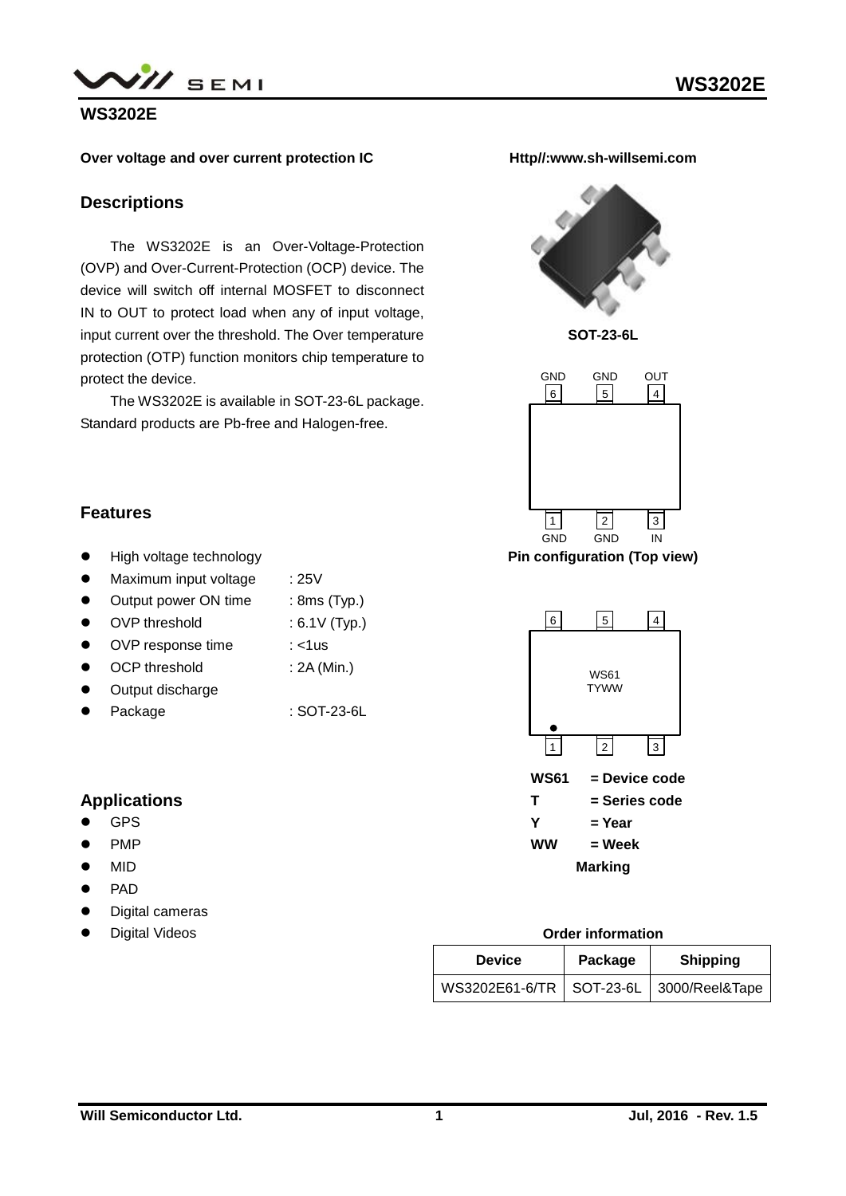# WS3202E

**Over voltage and over current protection IC**

**Http//:www.sh-willsemi.com**

## Descriptions

The WS3202E is an Over-Voltage-Protection (OVP) and Over-Current-Protection (OCP) device. The device will switch off internal MOSFET to disconnect IN to OUT to protect load when any of input voltage, input current over the threshold. The Over temperature protection (OTP) function monitors chip temperature to protect the device.

The WS3202E is available in SOT-23-6L package. Standard products are Pb-free and Halogen-free.

**SOT-23-6L**

| Pin | 6 | 5 | 4 |
|---|---|---|---|
| Name | GND | GND | OUT |

| Pin | 1 | 2 | 3 |
|---|---|---|---|
| Name | GND | GND | IN |

**Pin configuration (Top view)**

## Features

- High voltage technology
- Maximum input voltage : 25V
- Output power ON time : 8ms (Typ.)
- OVP threshold : 6.1V (Typ.)
- OVP response time : <1us
- OCP threshold : 2A (Min.)
- Output discharge
- Package : SOT-23-6L

WS61
TYWW

**WS61 = Device code**
**T = Series code**
**Y = Year**
**WW = Week**

**Marking**

## Applications

- GPS
- PMP
- MID
- PAD
- Digital cameras
- Digital Videos

**Order information**

| Device | Package | Shipping |
|---|---|---|
| WS3202E61-6/TR | SOT-23-6L | 3000/Reel&Tape |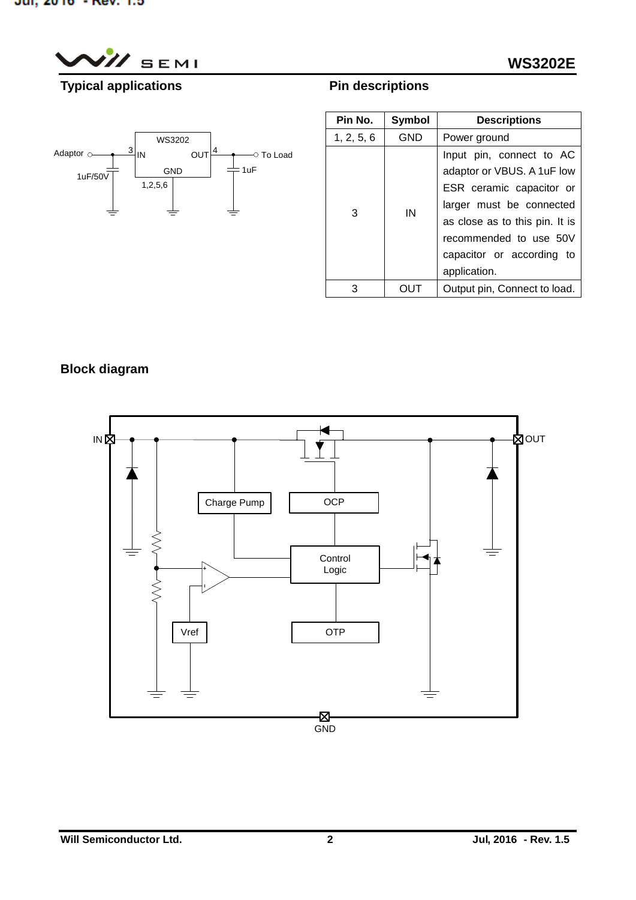## Typical applications

## Pin descriptions

| Pin No. | Symbol | Descriptions |
|---|---|---|
| 1, 2, 5, 6 | GND | Power ground |
| 3 | IN | Input pin, connect to AC adaptor or VBUS. A 1uF low ESR ceramic capacitor or larger must be connected as close as to this pin. It is recommended to use 50V capacitor or according to application. |
| 3 | OUT | Output pin, Connect to load. |

## Block diagram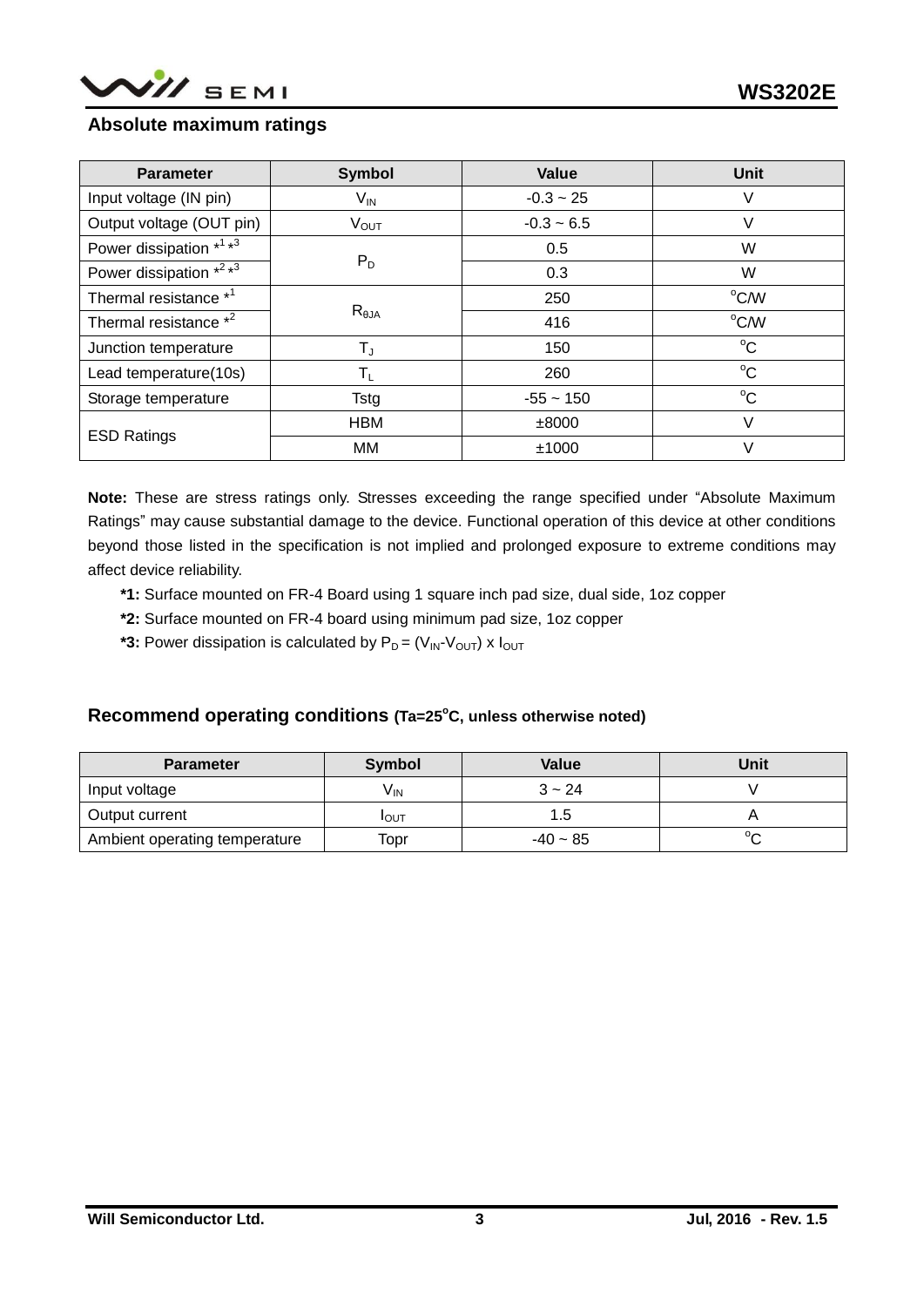## Absolute maximum ratings

| Parameter | Symbol | Value | Unit |
|---|---|---|---|
| Input voltage (IN pin) | $V_{IN}$ | -0.3 ~ 25 | V |
| Output voltage (OUT pin) | $V_{OUT}$ | -0.3 ~ 6.5 | V |
| Power dissipation *1 *3 | $P_D$ | 0.5 | W |
| Power dissipation *2 *3 | | 0.3 | W |
| Thermal resistance *1 | $R_{\theta JA}$ | 250 | °C/W |
| Thermal resistance *2 | | 416 | °C/W |
| Junction temperature | $T_J$ | 150 | °C |
| Lead temperature(10s) | $T_L$ | 260 | °C |
| Storage temperature | Tstg | -55 ~ 150 | °C |
| ESD Ratings | HBM | ±8000 | V |
| | MM | ±1000 | V |

**Note:** These are stress ratings only. Stresses exceeding the range specified under "Absolute Maximum Ratings" may cause substantial damage to the device. Functional operation of this device at other conditions beyond those listed in the specification is not implied and prolonged exposure to extreme conditions may affect device reliability.

**\*1:** Surface mounted on FR-4 Board using 1 square inch pad size, dual side, 1oz copper

**\*2:** Surface mounted on FR-4 board using minimum pad size, 1oz copper

**\*3:** Power dissipation is calculated by $P_D = (V_{IN}-V_{OUT}) \times I_{OUT}$

## Recommend operating conditions (Ta=25°C, unless otherwise noted)

| Parameter | Symbol | Value | Unit |
|---|---|---|---|
| Input voltage | $V_{IN}$ | 3 ~ 24 | V |
| Output current | $I_{OUT}$ | 1.5 | A |
| Ambient operating temperature | Topr | -40 ~ 85 | °C |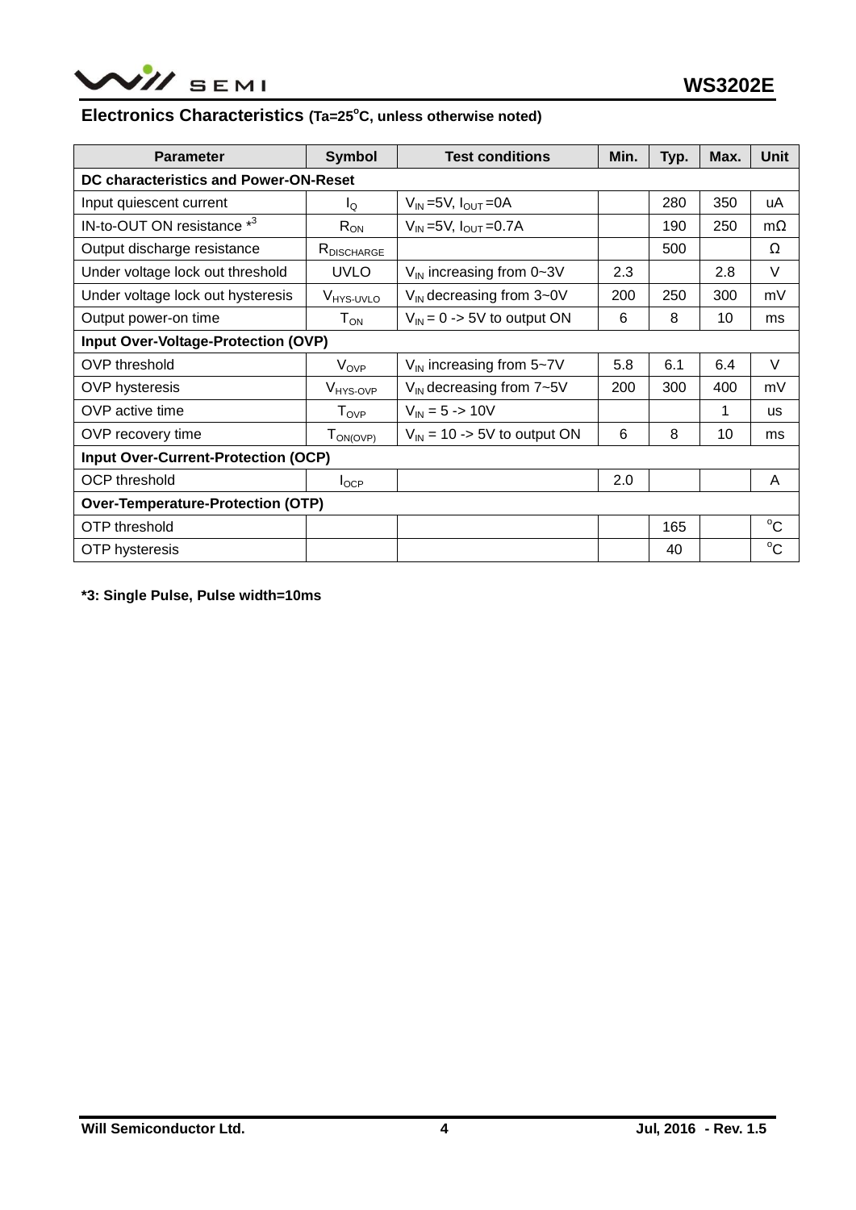## Electronics Characteristics (Ta=25°C, unless otherwise noted)

| Parameter | Symbol | Test conditions | Min. | Typ. | Max. | Unit |
|---|---|---|---|---|---|---|
| **DC characteristics and Power-ON-Reset** | | | | | | |
| Input quiescent current | $I_Q$ | $V_{IN}$=5V, $I_{OUT}$=0A | | 280 | 350 | uA |
| IN-to-OUT ON resistance *3 | $R_{ON}$ | $V_{IN}$=5V, $I_{OUT}$=0.7A | | 190 | 250 | mΩ |
| Output discharge resistance | $R_{DISCHARGE}$ | | | 500 | | Ω |
| Under voltage lock out threshold | UVLO | $V_{IN}$ increasing from 0~3V | 2.3 | | 2.8 | V |
| Under voltage lock out hysteresis | $V_{HYS-UVLO}$ | $V_{IN}$ decreasing from 3~0V | 200 | 250 | 300 | mV |
| Output power-on time | $T_{ON}$ | $V_{IN}$ = 0 -> 5V to output ON | 6 | 8 | 10 | ms |
| **Input Over-Voltage-Protection (OVP)** | | | | | | |
| OVP threshold | $V_{OVP}$ | $V_{IN}$ increasing from 5~7V | 5.8 | 6.1 | 6.4 | V |
| OVP hysteresis | $V_{HYS-OVP}$ | $V_{IN}$ decreasing from 7~5V | 200 | 300 | 400 | mV |
| OVP active time | $T_{OVP}$ | $V_{IN}$ = 5 -> 10V | | | 1 | us |
| OVP recovery time | $T_{ON(OVP)}$ | $V_{IN}$ = 10 -> 5V to output ON | 6 | 8 | 10 | ms |
| **Input Over-Current-Protection (OCP)** | | | | | | |
| OCP threshold | $I_{OCP}$ | | 2.0 | | | A |
| **Over-Temperature-Protection (OTP)** | | | | | | |
| OTP threshold | | | | 165 | | °C |
| OTP hysteresis | | | | 40 | | °C |

**\*3: Single Pulse, Pulse width=10ms**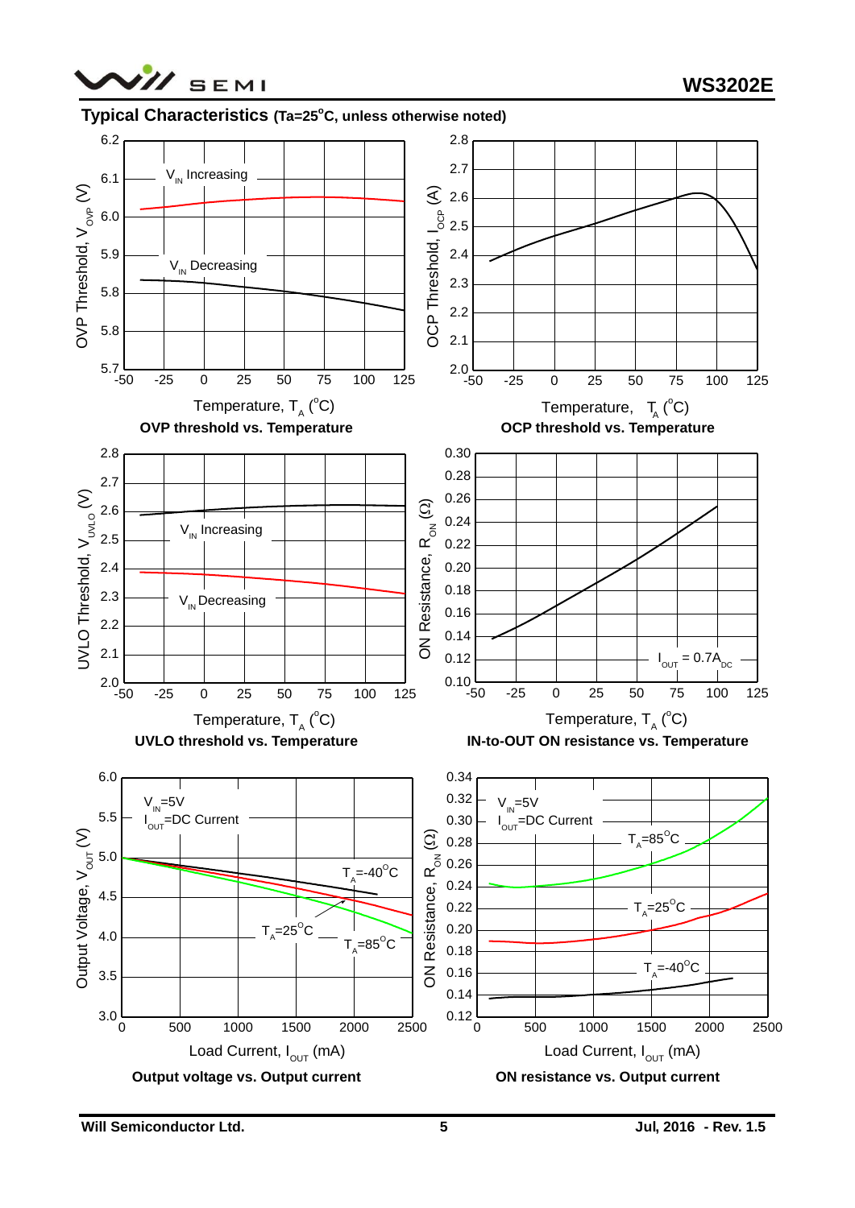## Typical Characteristics (Ta=25°C, unless otherwise noted)

OVP threshold vs. Temperature

OCP threshold vs. Temperature

UVLO threshold vs. Temperature

IN-to-OUT ON resistance vs. Temperature

Output voltage vs. Output current

ON resistance vs. Output current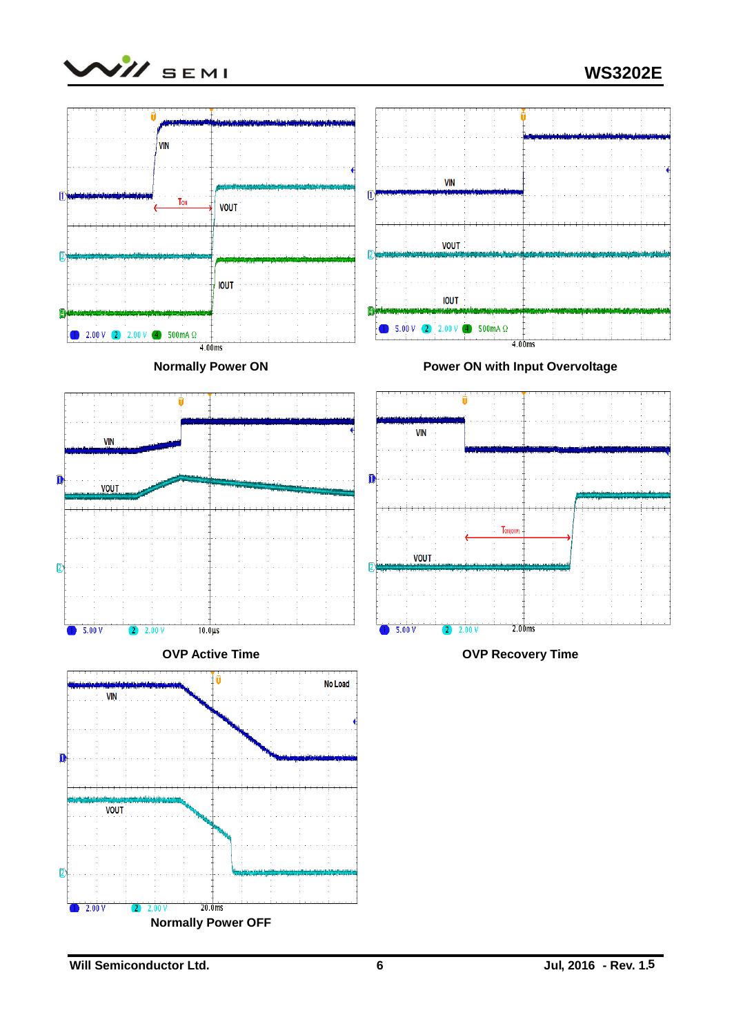Normally Power ON

Power ON with Input Overvoltage

OVP Active Time

OVP Recovery Time

Normally Power OFF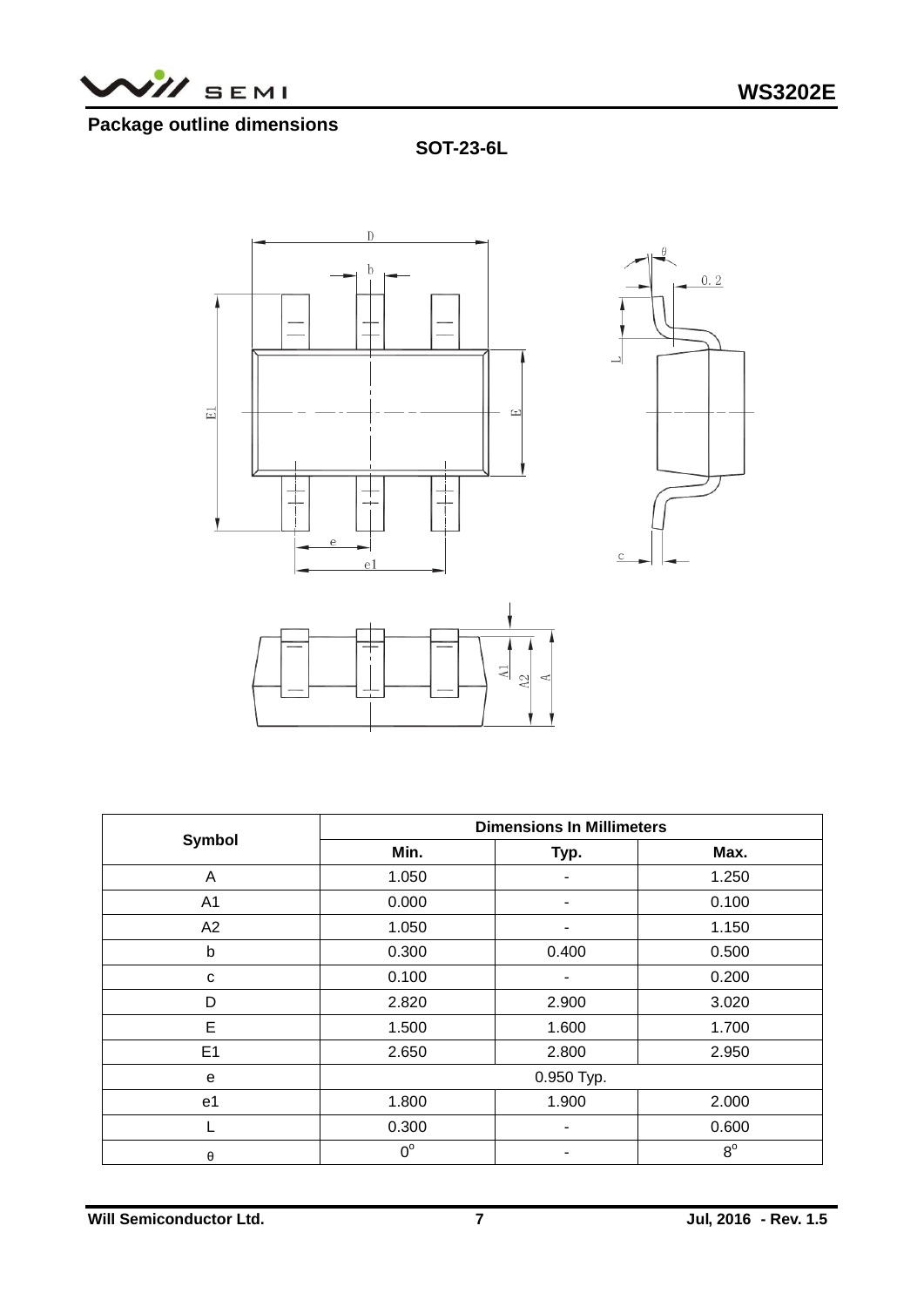## Package outline dimensions

**SOT-23-6L**

D
b
E1
E
e
e1
θ
0.2
L
c
A1
A2
A

| Symbol | Dimensions In Millimeters | | |
|---|---|---|---|
| | Min. | Typ. | Max. |
| A | 1.050 | - | 1.250 |
| A1 | 0.000 | - | 0.100 |
| A2 | 1.050 | - | 1.150 |
| b | 0.300 | 0.400 | 0.500 |
| c | 0.100 | - | 0.200 |
| D | 2.820 | 2.900 | 3.020 |
| E | 1.500 | 1.600 | 1.700 |
| E1 | 2.650 | 2.800 | 2.950 |
| e | 0.950 Typ. | | |
| e1 | 1.800 | 1.900 | 2.000 |
| L | 0.300 | - | 0.600 |
| θ | $0^{o}$ | - | $8^{o}$ |